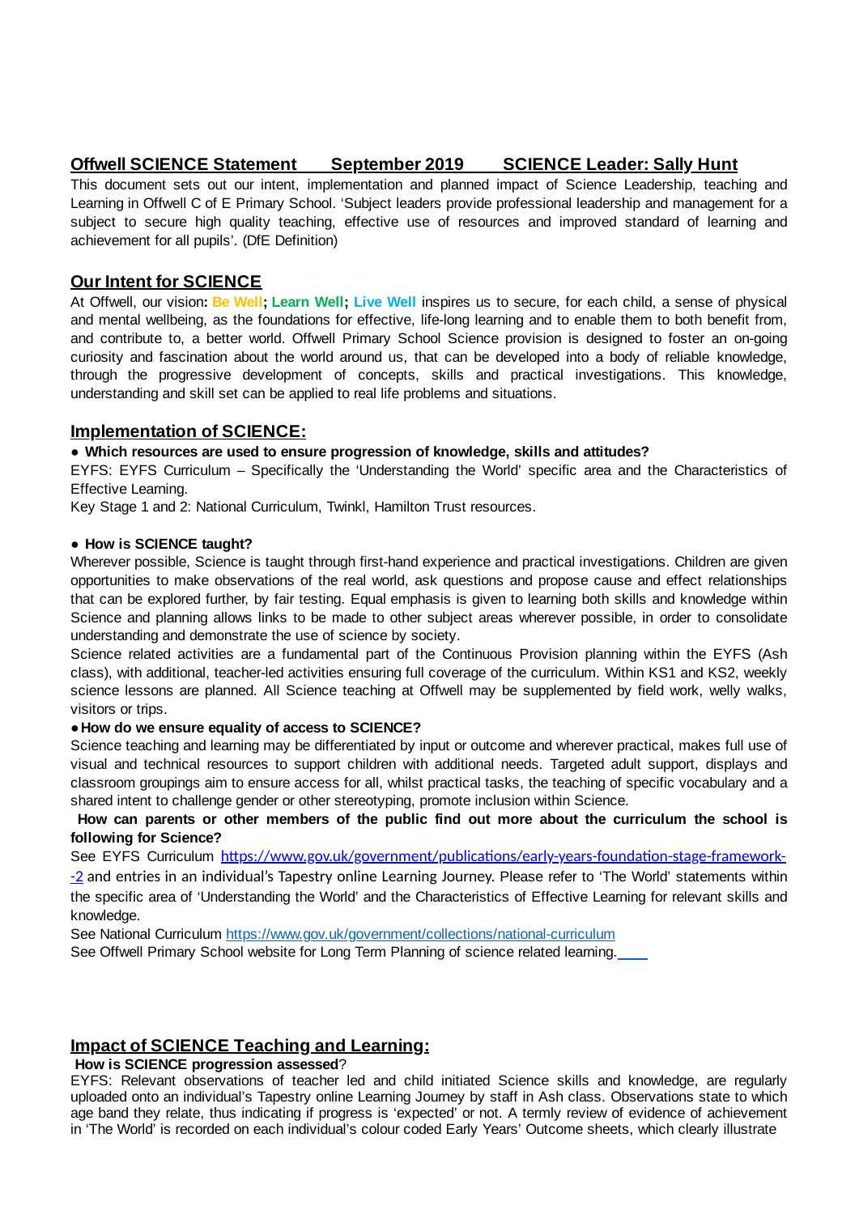## Offwell SCIENCE Statement September 2019 SCIENCE Leader: Sally Hunt

This document sets out our intent, implementation and planned impact of Science Leadership, teaching and Learning in Offwell C of E Primary School. 'Subject leaders provide professional leadership and management for a subject to secure high quality teaching, effective use of resources and improved standard of learning and achievement for all pupils'. (DfE Definition)

## Our Intent for SCIENCE

At Offwell, our vision: **Be Well**; **Learn Well**; **Live Well** inspires us to secure, for each child, a sense of physical and mental wellbeing, as the foundations for effective, life-long learning and to enable them to both benefit from, and contribute to, a better world. Offwell Primary School Science provision is designed to foster an on-going curiosity and fascination about the world around us, that can be developed into a body of reliable knowledge, through the progressive development of concepts, skills and practical investigations. This knowledge, understanding and skill set can be applied to real life problems and situations.

## Implementation of SCIENCE:

- **Which resources are used to ensure progression of knowledge, skills and attitudes?**

EYFS: EYFS Curriculum – Specifically the 'Understanding the World' specific area and the Characteristics of Effective Learning.

Key Stage 1 and 2: National Curriculum, Twinkl, Hamilton Trust resources.

- **How is SCIENCE taught?**

Wherever possible, Science is taught through first-hand experience and practical investigations. Children are given opportunities to make observations of the real world, ask questions and propose cause and effect relationships that can be explored further, by fair testing. Equal emphasis is given to learning both skills and knowledge within Science and planning allows links to be made to other subject areas wherever possible, in order to consolidate understanding and demonstrate the use of science by society.

Science related activities are a fundamental part of the Continuous Provision planning within the EYFS (Ash class), with additional, teacher-led activities ensuring full coverage of the curriculum. Within KS1 and KS2, weekly science lessons are planned. All Science teaching at Offwell may be supplemented by field work, welly walks, visitors or trips.

- **How do we ensure equality of access to SCIENCE?**

Science teaching and learning may be differentiated by input or outcome and wherever practical, makes full use of visual and technical resources to support children with additional needs. Targeted adult support, displays and classroom groupings aim to ensure access for all, whilst practical tasks, the teaching of specific vocabulary and a shared intent to challenge gender or other stereotyping, promote inclusion within Science.

**How can parents or other members of the public find out more about the curriculum the school is following for Science?**

See EYFS Curriculum https://www.gov.uk/government/publications/early-years-foundation-stage-framework--2 and entries in an individual's Tapestry online Learning Journey. Please refer to 'The World' statements within the specific area of 'Understanding the World' and the Characteristics of Effective Learning for relevant skills and knowledge.

See National Curriculum https://www.gov.uk/government/collections/national-curriculum

See Offwell Primary School website for Long Term Planning of science related learning.

## Impact of SCIENCE Teaching and Learning:

**How is SCIENCE progression assessed**?

EYFS: Relevant observations of teacher led and child initiated Science skills and knowledge, are regularly uploaded onto an individual's Tapestry online Learning Journey by staff in Ash class. Observations state to which age band they relate, thus indicating if progress is 'expected' or not. A termly review of evidence of achievement in 'The World' is recorded on each individual's colour coded Early Years' Outcome sheets, which clearly illustrate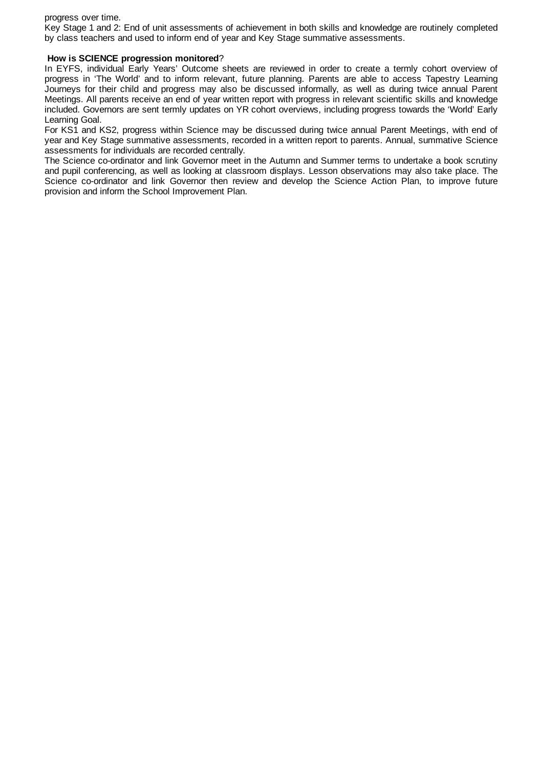progress over time.

Key Stage 1 and 2: End of unit assessments of achievement in both skills and knowledge are routinely completed by class teachers and used to inform end of year and Key Stage summative assessments.

**How is SCIENCE progression monitored**?

In EYFS, individual Early Years' Outcome sheets are reviewed in order to create a termly cohort overview of progress in 'The World' and to inform relevant, future planning. Parents are able to access Tapestry Learning Journeys for their child and progress may also be discussed informally, as well as during twice annual Parent Meetings. All parents receive an end of year written report with progress in relevant scientific skills and knowledge included. Governors are sent termly updates on YR cohort overviews, including progress towards the 'World' Early Learning Goal.

For KS1 and KS2, progress within Science may be discussed during twice annual Parent Meetings, with end of year and Key Stage summative assessments, recorded in a written report to parents. Annual, summative Science assessments for individuals are recorded centrally.

The Science co-ordinator and link Governor meet in the Autumn and Summer terms to undertake a book scrutiny and pupil conferencing, as well as looking at classroom displays. Lesson observations may also take place. The Science co-ordinator and link Governor then review and develop the Science Action Plan, to improve future provision and inform the School Improvement Plan.